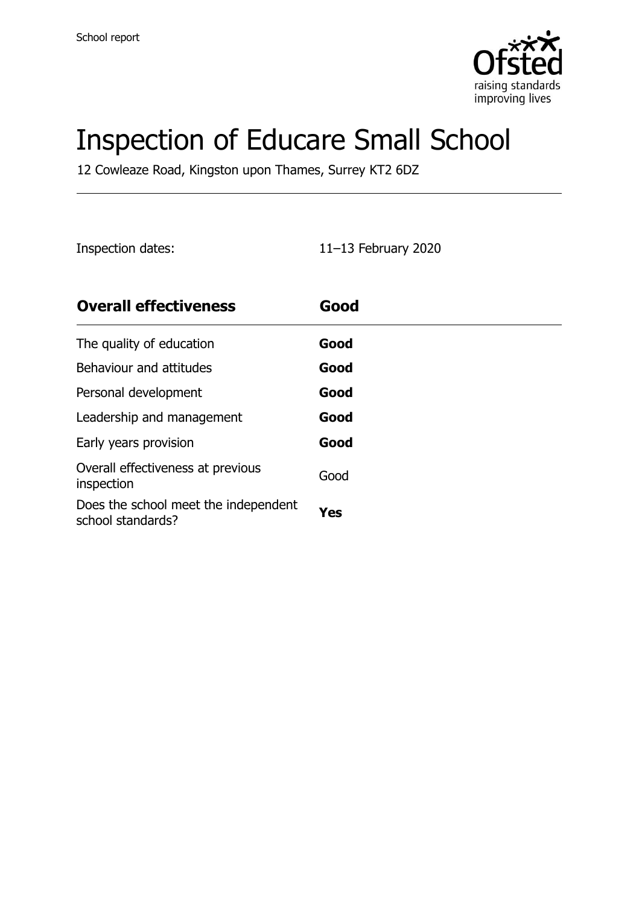School report

# Inspection of Educare Small School

12 Cowleaze Road, Kingston upon Thames, Surrey KT2 6DZ

Inspection dates: 11–13 February 2020

| **Overall effectiveness** | **Good** |
| --- | --- |
| The quality of education | **Good** |
| Behaviour and attitudes | **Good** |
| Personal development | **Good** |
| Leadership and management | **Good** |
| Early years provision | **Good** |
| Overall effectiveness at previous inspection | Good |
| Does the school meet the independent school standards? | **Yes** |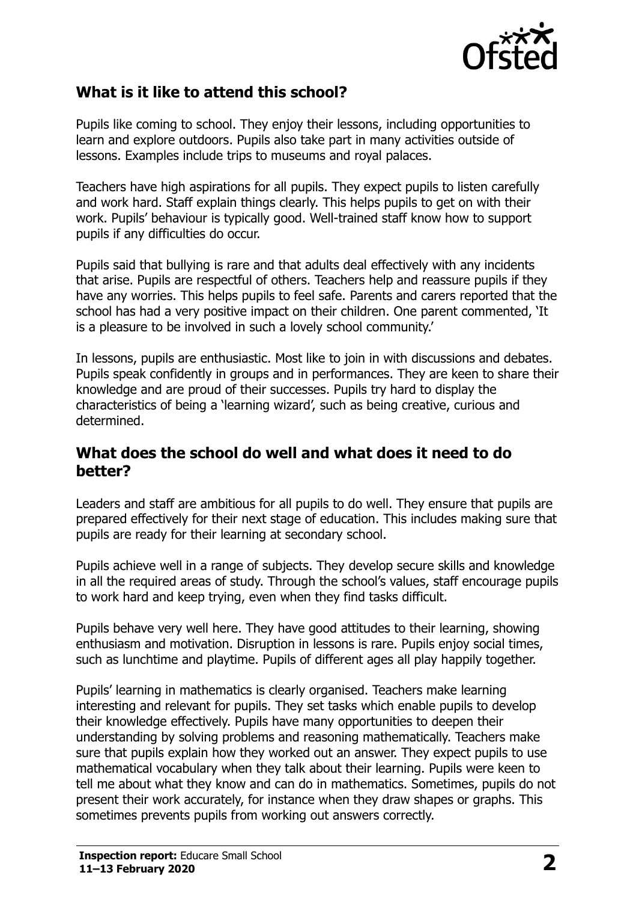## What is it like to attend this school?

Pupils like coming to school. They enjoy their lessons, including opportunities to learn and explore outdoors. Pupils also take part in many activities outside of lessons. Examples include trips to museums and royal palaces.

Teachers have high aspirations for all pupils. They expect pupils to listen carefully and work hard. Staff explain things clearly. This helps pupils to get on with their work. Pupils' behaviour is typically good. Well-trained staff know how to support pupils if any difficulties do occur.

Pupils said that bullying is rare and that adults deal effectively with any incidents that arise. Pupils are respectful of others. Teachers help and reassure pupils if they have any worries. This helps pupils to feel safe. Parents and carers reported that the school has had a very positive impact on their children. One parent commented, 'It is a pleasure to be involved in such a lovely school community.'

In lessons, pupils are enthusiastic. Most like to join in with discussions and debates. Pupils speak confidently in groups and in performances. They are keen to share their knowledge and are proud of their successes. Pupils try hard to display the characteristics of being a 'learning wizard', such as being creative, curious and determined.

## What does the school do well and what does it need to do better?

Leaders and staff are ambitious for all pupils to do well. They ensure that pupils are prepared effectively for their next stage of education. This includes making sure that pupils are ready for their learning at secondary school.

Pupils achieve well in a range of subjects. They develop secure skills and knowledge in all the required areas of study. Through the school's values, staff encourage pupils to work hard and keep trying, even when they find tasks difficult.

Pupils behave very well here. They have good attitudes to their learning, showing enthusiasm and motivation. Disruption in lessons is rare. Pupils enjoy social times, such as lunchtime and playtime. Pupils of different ages all play happily together.

Pupils' learning in mathematics is clearly organised. Teachers make learning interesting and relevant for pupils. They set tasks which enable pupils to develop their knowledge effectively. Pupils have many opportunities to deepen their understanding by solving problems and reasoning mathematically. Teachers make sure that pupils explain how they worked out an answer. They expect pupils to use mathematical vocabulary when they talk about their learning. Pupils were keen to tell me about what they know and can do in mathematics. Sometimes, pupils do not present their work accurately, for instance when they draw shapes or graphs. This sometimes prevents pupils from working out answers correctly.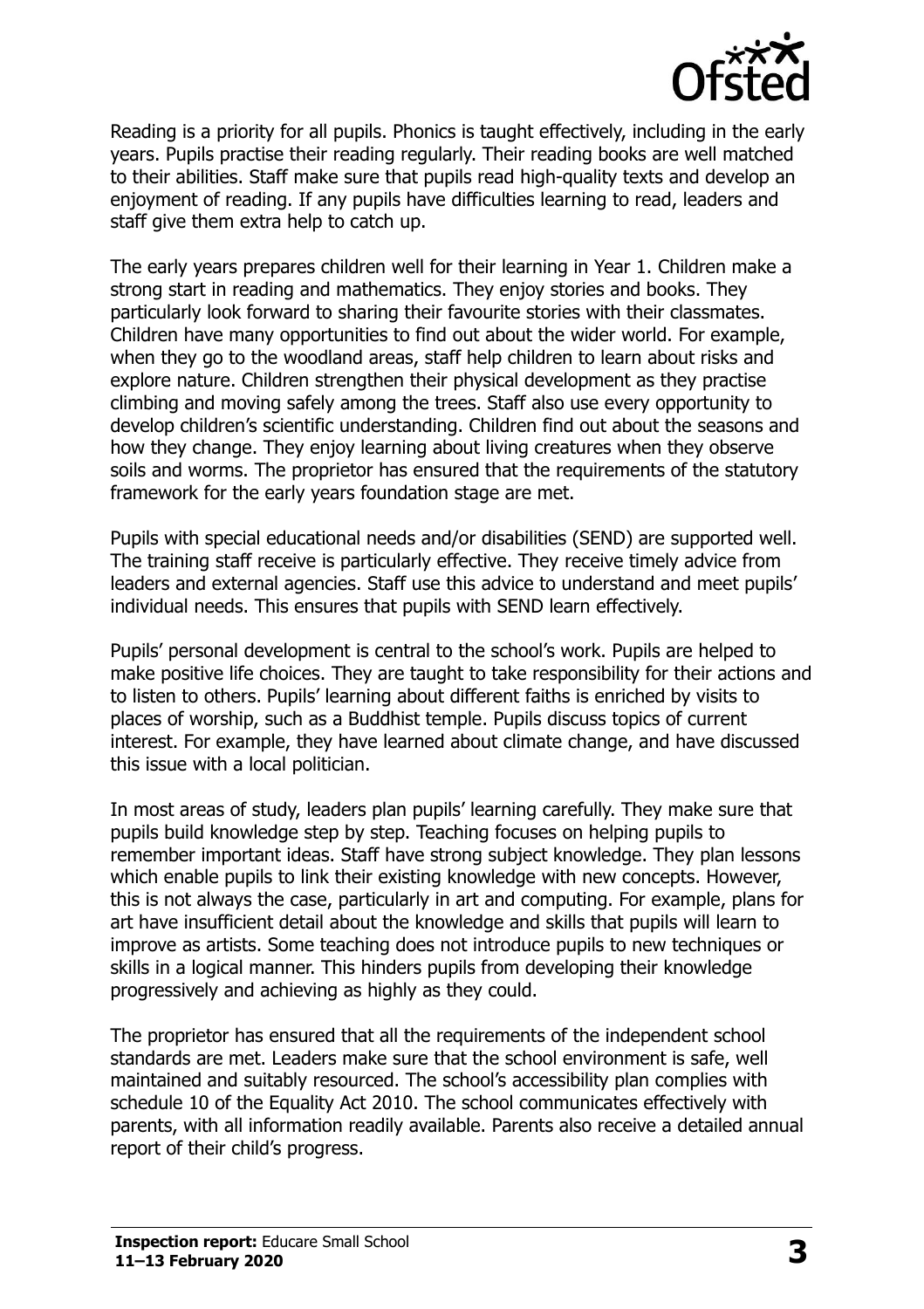Reading is a priority for all pupils. Phonics is taught effectively, including in the early years. Pupils practise their reading regularly. Their reading books are well matched to their abilities. Staff make sure that pupils read high-quality texts and develop an enjoyment of reading. If any pupils have difficulties learning to read, leaders and staff give them extra help to catch up.

The early years prepares children well for their learning in Year 1. Children make a strong start in reading and mathematics. They enjoy stories and books. They particularly look forward to sharing their favourite stories with their classmates. Children have many opportunities to find out about the wider world. For example, when they go to the woodland areas, staff help children to learn about risks and explore nature. Children strengthen their physical development as they practise climbing and moving safely among the trees. Staff also use every opportunity to develop children's scientific understanding. Children find out about the seasons and how they change. They enjoy learning about living creatures when they observe soils and worms. The proprietor has ensured that the requirements of the statutory framework for the early years foundation stage are met.

Pupils with special educational needs and/or disabilities (SEND) are supported well. The training staff receive is particularly effective. They receive timely advice from leaders and external agencies. Staff use this advice to understand and meet pupils' individual needs. This ensures that pupils with SEND learn effectively.

Pupils' personal development is central to the school's work. Pupils are helped to make positive life choices. They are taught to take responsibility for their actions and to listen to others. Pupils' learning about different faiths is enriched by visits to places of worship, such as a Buddhist temple. Pupils discuss topics of current interest. For example, they have learned about climate change, and have discussed this issue with a local politician.

In most areas of study, leaders plan pupils' learning carefully. They make sure that pupils build knowledge step by step. Teaching focuses on helping pupils to remember important ideas. Staff have strong subject knowledge. They plan lessons which enable pupils to link their existing knowledge with new concepts. However, this is not always the case, particularly in art and computing. For example, plans for art have insufficient detail about the knowledge and skills that pupils will learn to improve as artists. Some teaching does not introduce pupils to new techniques or skills in a logical manner. This hinders pupils from developing their knowledge progressively and achieving as highly as they could.

The proprietor has ensured that all the requirements of the independent school standards are met. Leaders make sure that the school environment is safe, well maintained and suitably resourced. The school's accessibility plan complies with schedule 10 of the Equality Act 2010. The school communicates effectively with parents, with all information readily available. Parents also receive a detailed annual report of their child's progress.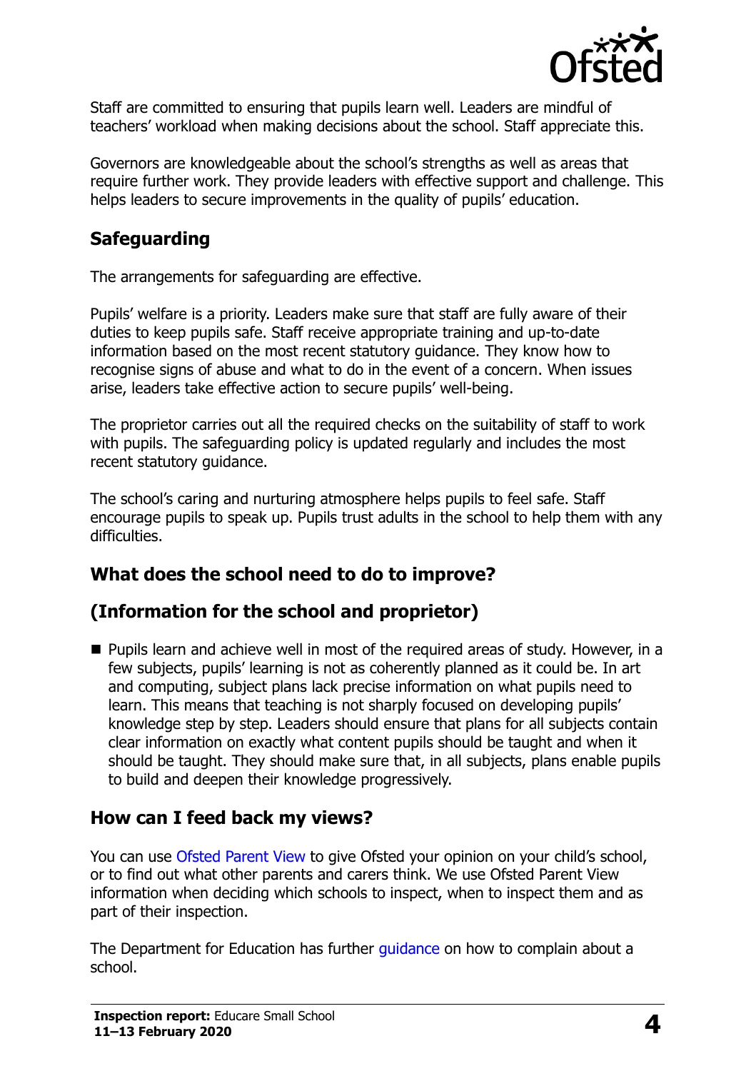Staff are committed to ensuring that pupils learn well. Leaders are mindful of teachers' workload when making decisions about the school. Staff appreciate this.

Governors are knowledgeable about the school's strengths as well as areas that require further work. They provide leaders with effective support and challenge. This helps leaders to secure improvements in the quality of pupils' education.

## Safeguarding

The arrangements for safeguarding are effective.

Pupils' welfare is a priority. Leaders make sure that staff are fully aware of their duties to keep pupils safe. Staff receive appropriate training and up-to-date information based on the most recent statutory guidance. They know how to recognise signs of abuse and what to do in the event of a concern. When issues arise, leaders take effective action to secure pupils' well-being.

The proprietor carries out all the required checks on the suitability of staff to work with pupils. The safeguarding policy is updated regularly and includes the most recent statutory guidance.

The school's caring and nurturing atmosphere helps pupils to feel safe. Staff encourage pupils to speak up. Pupils trust adults in the school to help them with any difficulties.

## What does the school need to do to improve?

## (Information for the school and proprietor)

- Pupils learn and achieve well in most of the required areas of study. However, in a few subjects, pupils' learning is not as coherently planned as it could be. In art and computing, subject plans lack precise information on what pupils need to learn. This means that teaching is not sharply focused on developing pupils' knowledge step by step. Leaders should ensure that plans for all subjects contain clear information on exactly what content pupils should be taught and when it should be taught. They should make sure that, in all subjects, plans enable pupils to build and deepen their knowledge progressively.

## How can I feed back my views?

You can use Ofsted Parent View to give Ofsted your opinion on your child's school, or to find out what other parents and carers think. We use Ofsted Parent View information when deciding which schools to inspect, when to inspect them and as part of their inspection.

The Department for Education has further guidance on how to complain about a school.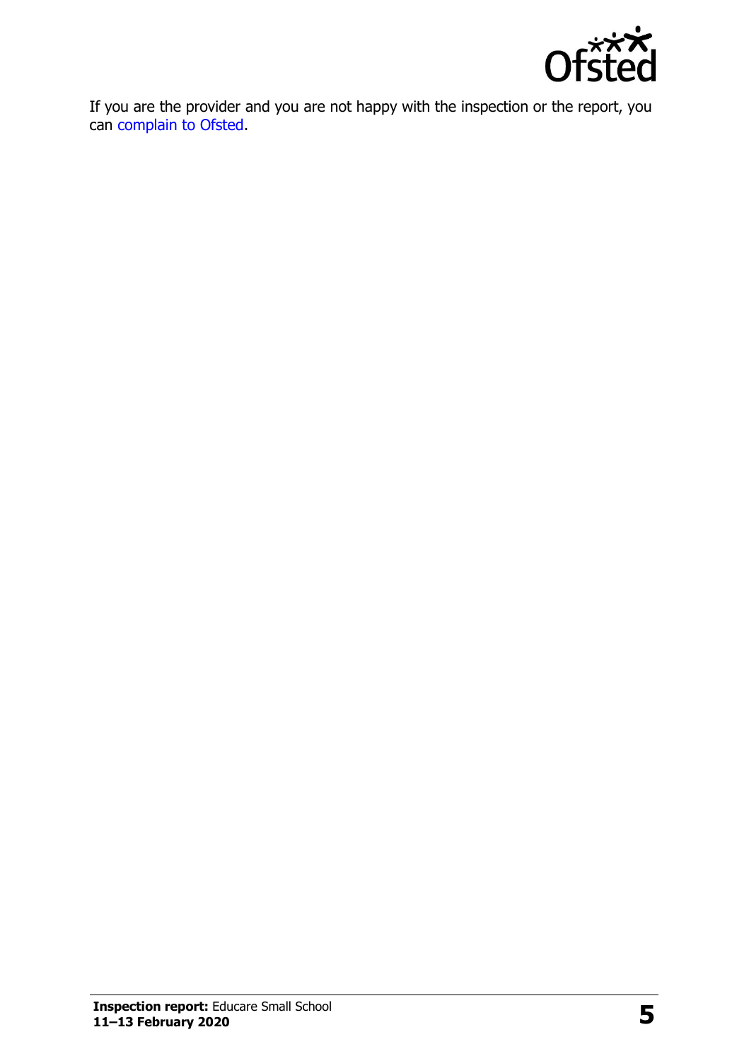If you are the provider and you are not happy with the inspection or the report, you can complain to Ofsted.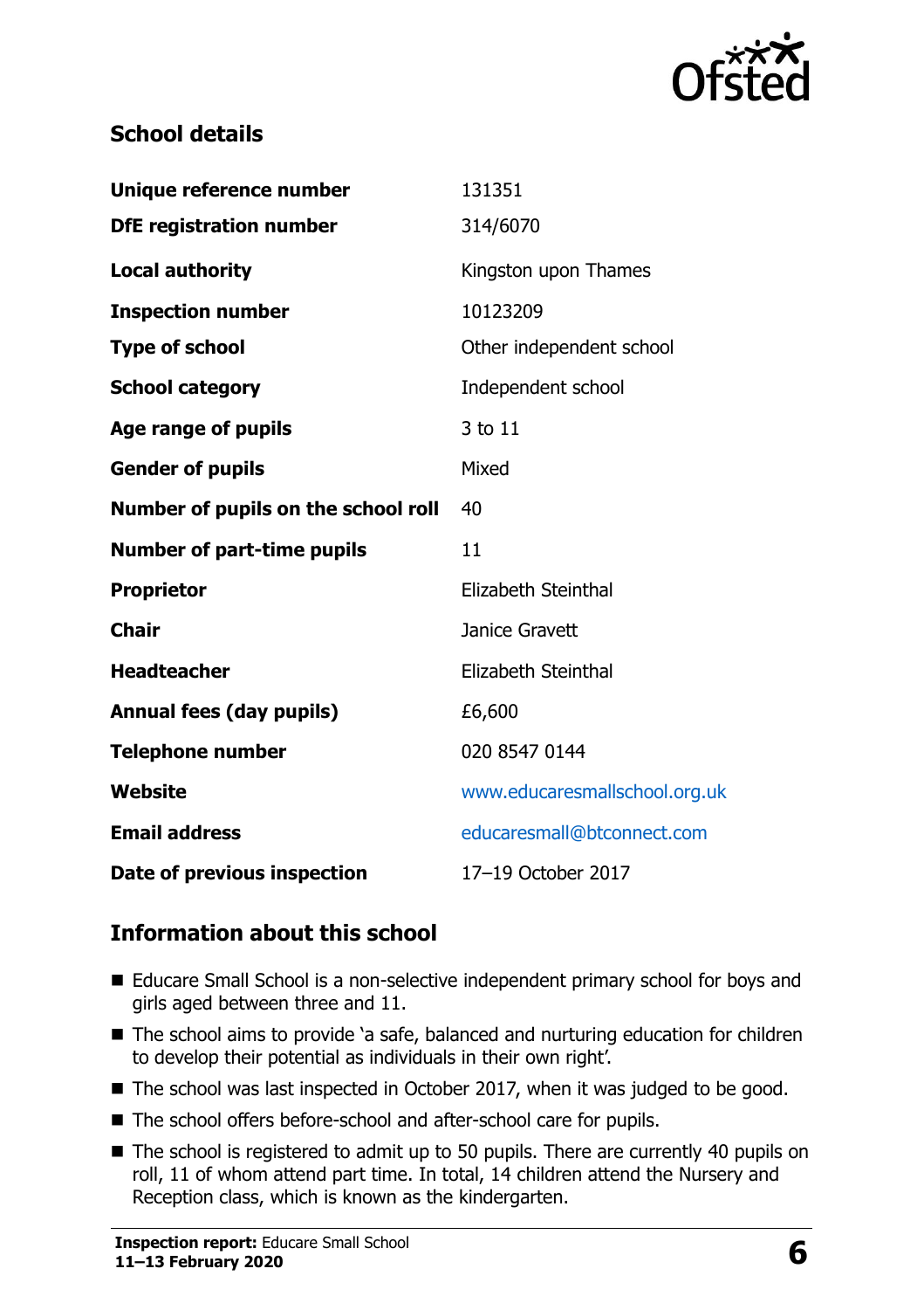## School details

| | |
|---|---|
| **Unique reference number** | 131351 |
| **DfE registration number** | 314/6070 |
| **Local authority** | Kingston upon Thames |
| **Inspection number** | 10123209 |
| **Type of school** | Other independent school |
| **School category** | Independent school |
| **Age range of pupils** | 3 to 11 |
| **Gender of pupils** | Mixed |
| **Number of pupils on the school roll** | 40 |
| **Number of part-time pupils** | 11 |
| **Proprietor** | Elizabeth Steinthal |
| **Chair** | Janice Gravett |
| **Headteacher** | Elizabeth Steinthal |
| **Annual fees (day pupils)** | £6,600 |
| **Telephone number** | 020 8547 0144 |
| **Website** | www.educaresmallschool.org.uk |
| **Email address** | educaresmall@btconnect.com |
| **Date of previous inspection** | 17–19 October 2017 |

## Information about this school

- Educare Small School is a non-selective independent primary school for boys and girls aged between three and 11.
- The school aims to provide 'a safe, balanced and nurturing education for children to develop their potential as individuals in their own right'.
- The school was last inspected in October 2017, when it was judged to be good.
- The school offers before-school and after-school care for pupils.
- The school is registered to admit up to 50 pupils. There are currently 40 pupils on roll, 11 of whom attend part time. In total, 14 children attend the Nursery and Reception class, which is known as the kindergarten.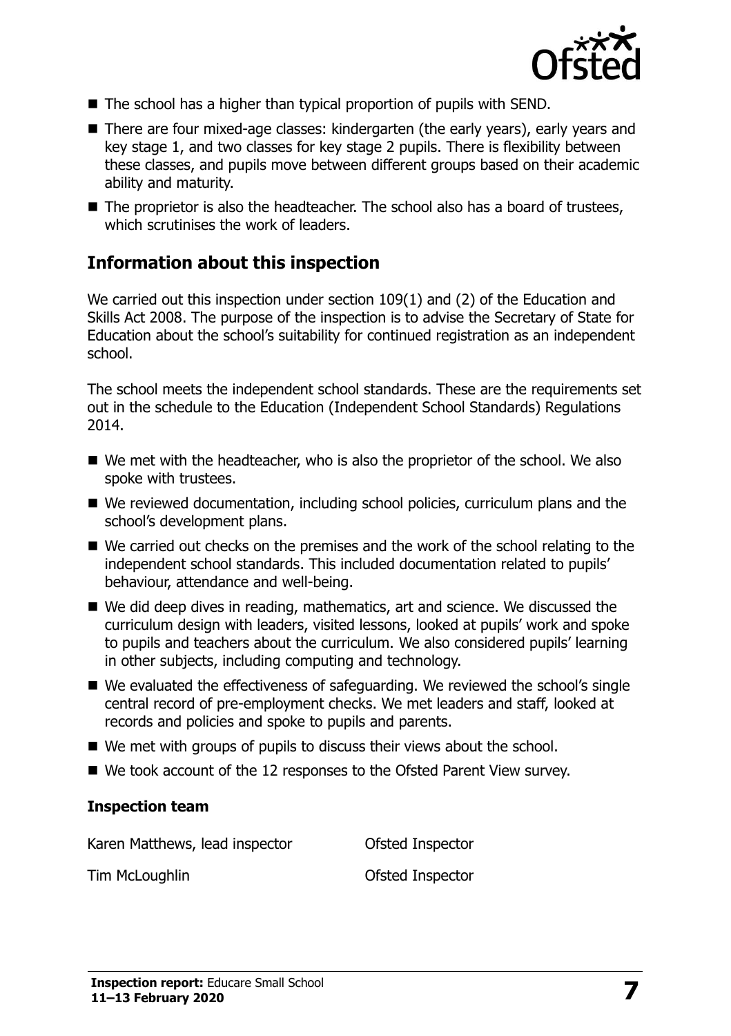- The school has a higher than typical proportion of pupils with SEND.
- There are four mixed-age classes: kindergarten (the early years), early years and key stage 1, and two classes for key stage 2 pupils. There is flexibility between these classes, and pupils move between different groups based on their academic ability and maturity.
- The proprietor is also the headteacher. The school also has a board of trustees, which scrutinises the work of leaders.

## Information about this inspection

We carried out this inspection under section 109(1) and (2) of the Education and Skills Act 2008. The purpose of the inspection is to advise the Secretary of State for Education about the school's suitability for continued registration as an independent school.

The school meets the independent school standards. These are the requirements set out in the schedule to the Education (Independent School Standards) Regulations 2014.

- We met with the headteacher, who is also the proprietor of the school. We also spoke with trustees.
- We reviewed documentation, including school policies, curriculum plans and the school's development plans.
- We carried out checks on the premises and the work of the school relating to the independent school standards. This included documentation related to pupils' behaviour, attendance and well-being.
- We did deep dives in reading, mathematics, art and science. We discussed the curriculum design with leaders, visited lessons, looked at pupils' work and spoke to pupils and teachers about the curriculum. We also considered pupils' learning in other subjects, including computing and technology.
- We evaluated the effectiveness of safeguarding. We reviewed the school's single central record of pre-employment checks. We met leaders and staff, looked at records and policies and spoke to pupils and parents.
- We met with groups of pupils to discuss their views about the school.
- We took account of the 12 responses to the Ofsted Parent View survey.

### Inspection team

| | |
|---|---|
| Karen Matthews, lead inspector | Ofsted Inspector |
| Tim McLoughlin | Ofsted Inspector |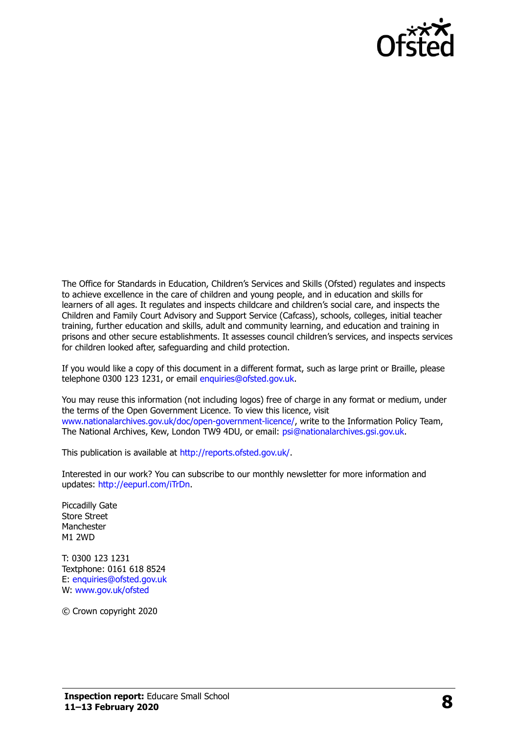The Office for Standards in Education, Children's Services and Skills (Ofsted) regulates and inspects to achieve excellence in the care of children and young people, and in education and skills for learners of all ages. It regulates and inspects childcare and children's social care, and inspects the Children and Family Court Advisory and Support Service (Cafcass), schools, colleges, initial teacher training, further education and skills, adult and community learning, and education and training in prisons and other secure establishments. It assesses council children's services, and inspects services for children looked after, safeguarding and child protection.

If you would like a copy of this document in a different format, such as large print or Braille, please telephone 0300 123 1231, or email enquiries@ofsted.gov.uk.

You may reuse this information (not including logos) free of charge in any format or medium, under the terms of the Open Government Licence. To view this licence, visit www.nationalarchives.gov.uk/doc/open-government-licence/, write to the Information Policy Team, The National Archives, Kew, London TW9 4DU, or email: psi@nationalarchives.gsi.gov.uk.

This publication is available at http://reports.ofsted.gov.uk/.

Interested in our work? You can subscribe to our monthly newsletter for more information and updates: http://eepurl.com/iTrDn.

Piccadilly Gate
Store Street
Manchester
M1 2WD

T: 0300 123 1231
Textphone: 0161 618 8524
E: enquiries@ofsted.gov.uk
W: www.gov.uk/ofsted

© Crown copyright 2020